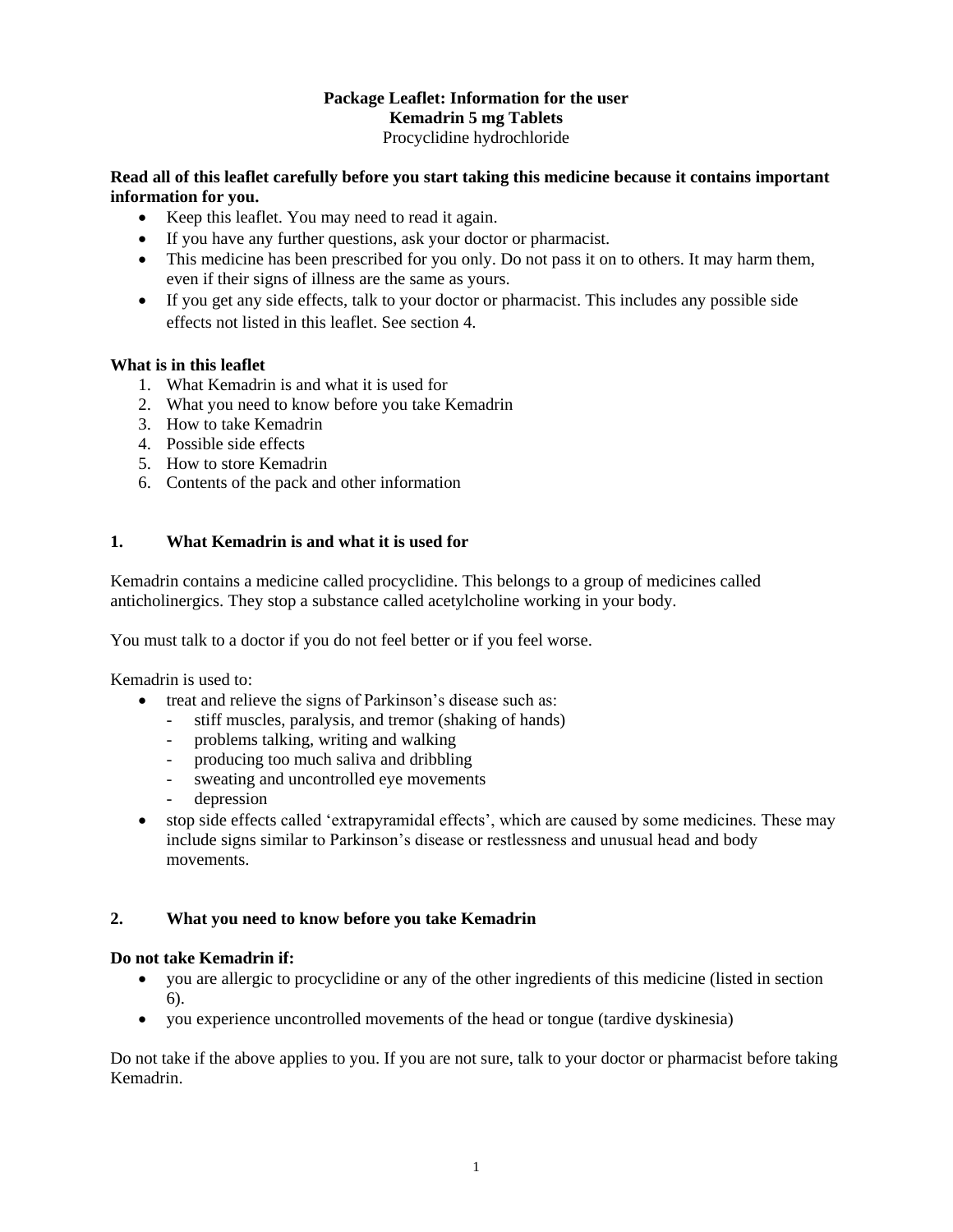**Package Leaflet: Information for the user**
**Kemadrin 5 mg Tablets**
Procyclidine hydrochloride

**Read all of this leaflet carefully before you start taking this medicine because it contains important information for you.**

- Keep this leaflet. You may need to read it again.
- If you have any further questions, ask your doctor or pharmacist.
- This medicine has been prescribed for you only. Do not pass it on to others. It may harm them, even if their signs of illness are the same as yours.
- If you get any side effects, talk to your doctor or pharmacist. This includes any possible side effects not listed in this leaflet. See section 4.

**What is in this leaflet**

1. What Kemadrin is and what it is used for
2. What you need to know before you take Kemadrin
3. How to take Kemadrin
4. Possible side effects
5. How to store Kemadrin
6. Contents of the pack and other information

## 1. What Kemadrin is and what it is used for

Kemadrin contains a medicine called procyclidine. This belongs to a group of medicines called anticholinergics. They stop a substance called acetylcholine working in your body.

You must talk to a doctor if you do not feel better or if you feel worse.

Kemadrin is used to:

- treat and relieve the signs of Parkinson's disease such as:
  - stiff muscles, paralysis, and tremor (shaking of hands)
  - problems talking, writing and walking
  - producing too much saliva and dribbling
  - sweating and uncontrolled eye movements
  - depression
- stop side effects called 'extrapyramidal effects', which are caused by some medicines. These may include signs similar to Parkinson's disease or restlessness and unusual head and body movements.

## 2. What you need to know before you take Kemadrin

**Do not take Kemadrin if:**

- you are allergic to procyclidine or any of the other ingredients of this medicine (listed in section 6).
- you experience uncontrolled movements of the head or tongue (tardive dyskinesia)

Do not take if the above applies to you. If you are not sure, talk to your doctor or pharmacist before taking Kemadrin.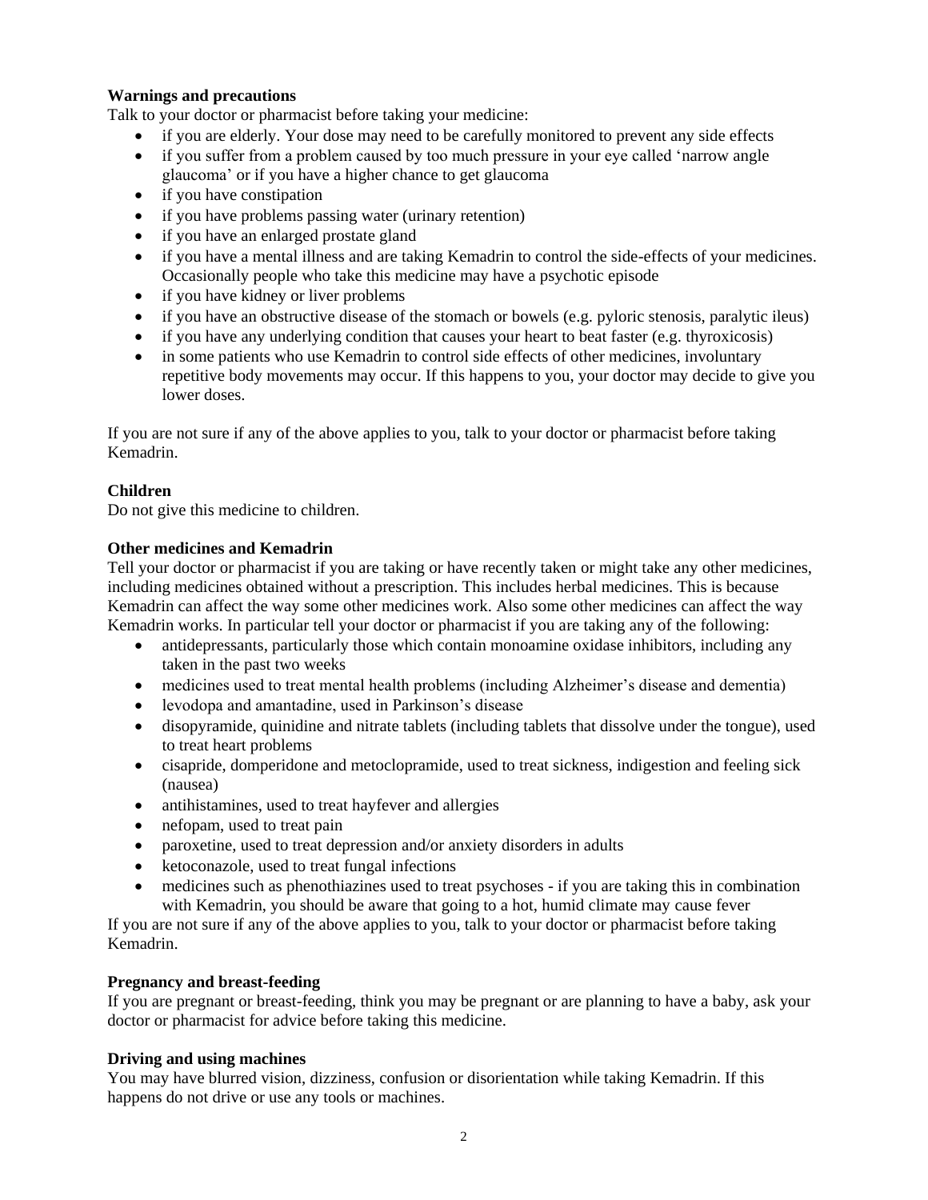**Warnings and precautions**

Talk to your doctor or pharmacist before taking your medicine:

- if you are elderly. Your dose may need to be carefully monitored to prevent any side effects
- if you suffer from a problem caused by too much pressure in your eye called 'narrow angle glaucoma' or if you have a higher chance to get glaucoma
- if you have constipation
- if you have problems passing water (urinary retention)
- if you have an enlarged prostate gland
- if you have a mental illness and are taking Kemadrin to control the side-effects of your medicines. Occasionally people who take this medicine may have a psychotic episode
- if you have kidney or liver problems
- if you have an obstructive disease of the stomach or bowels (e.g. pyloric stenosis, paralytic ileus)
- if you have any underlying condition that causes your heart to beat faster (e.g. thyroxicosis)
- in some patients who use Kemadrin to control side effects of other medicines, involuntary repetitive body movements may occur. If this happens to you, your doctor may decide to give you lower doses.

If you are not sure if any of the above applies to you, talk to your doctor or pharmacist before taking Kemadrin.

**Children**

Do not give this medicine to children.

**Other medicines and Kemadrin**

Tell your doctor or pharmacist if you are taking or have recently taken or might take any other medicines, including medicines obtained without a prescription. This includes herbal medicines. This is because Kemadrin can affect the way some other medicines work. Also some other medicines can affect the way Kemadrin works. In particular tell your doctor or pharmacist if you are taking any of the following:

- antidepressants, particularly those which contain monoamine oxidase inhibitors, including any taken in the past two weeks
- medicines used to treat mental health problems (including Alzheimer's disease and dementia)
- levodopa and amantadine, used in Parkinson's disease
- disopyramide, quinidine and nitrate tablets (including tablets that dissolve under the tongue), used to treat heart problems
- cisapride, domperidone and metoclopramide, used to treat sickness, indigestion and feeling sick (nausea)
- antihistamines, used to treat hayfever and allergies
- nefopam, used to treat pain
- paroxetine, used to treat depression and/or anxiety disorders in adults
- ketoconazole, used to treat fungal infections
- medicines such as phenothiazines used to treat psychoses - if you are taking this in combination with Kemadrin, you should be aware that going to a hot, humid climate may cause fever

If you are not sure if any of the above applies to you, talk to your doctor or pharmacist before taking Kemadrin.

**Pregnancy and breast-feeding**

If you are pregnant or breast-feeding, think you may be pregnant or are planning to have a baby, ask your doctor or pharmacist for advice before taking this medicine.

**Driving and using machines**

You may have blurred vision, dizziness, confusion or disorientation while taking Kemadrin. If this happens do not drive or use any tools or machines.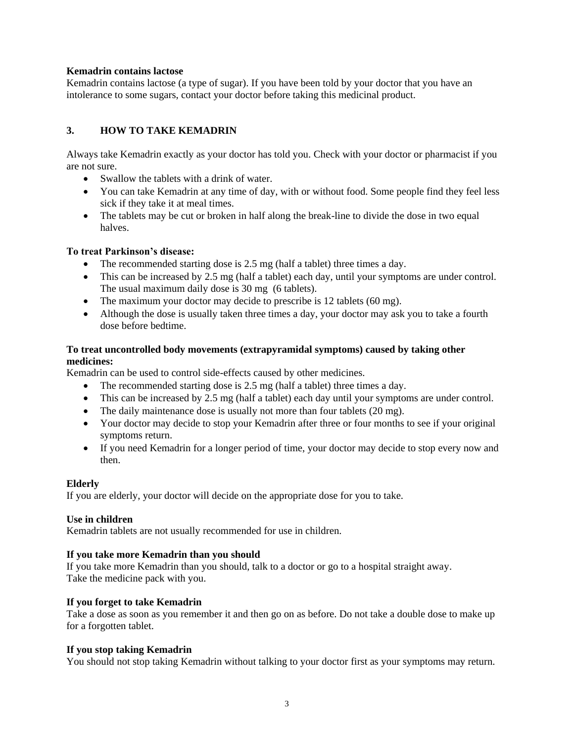**Kemadrin contains lactose**

Kemadrin contains lactose (a type of sugar). If you have been told by your doctor that you have an intolerance to some sugars, contact your doctor before taking this medicinal product.

## 3. HOW TO TAKE KEMADRIN

Always take Kemadrin exactly as your doctor has told you. Check with your doctor or pharmacist if you are not sure.

- Swallow the tablets with a drink of water.
- You can take Kemadrin at any time of day, with or without food. Some people find they feel less sick if they take it at meal times.
- The tablets may be cut or broken in half along the break-line to divide the dose in two equal halves.

**To treat Parkinson's disease:**

- The recommended starting dose is 2.5 mg (half a tablet) three times a day.
- This can be increased by 2.5 mg (half a tablet) each day, until your symptoms are under control. The usual maximum daily dose is 30 mg (6 tablets).
- The maximum your doctor may decide to prescribe is 12 tablets (60 mg).
- Although the dose is usually taken three times a day, your doctor may ask you to take a fourth dose before bedtime.

**To treat uncontrolled body movements (extrapyramidal symptoms) caused by taking other medicines:**

Kemadrin can be used to control side-effects caused by other medicines.

- The recommended starting dose is 2.5 mg (half a tablet) three times a day.
- This can be increased by 2.5 mg (half a tablet) each day until your symptoms are under control.
- The daily maintenance dose is usually not more than four tablets (20 mg).
- Your doctor may decide to stop your Kemadrin after three or four months to see if your original symptoms return.
- If you need Kemadrin for a longer period of time, your doctor may decide to stop every now and then.

**Elderly**

If you are elderly, your doctor will decide on the appropriate dose for you to take.

**Use in children**

Kemadrin tablets are not usually recommended for use in children.

**If you take more Kemadrin than you should**

If you take more Kemadrin than you should, talk to a doctor or go to a hospital straight away. Take the medicine pack with you.

**If you forget to take Kemadrin**

Take a dose as soon as you remember it and then go on as before. Do not take a double dose to make up for a forgotten tablet.

**If you stop taking Kemadrin**

You should not stop taking Kemadrin without talking to your doctor first as your symptoms may return.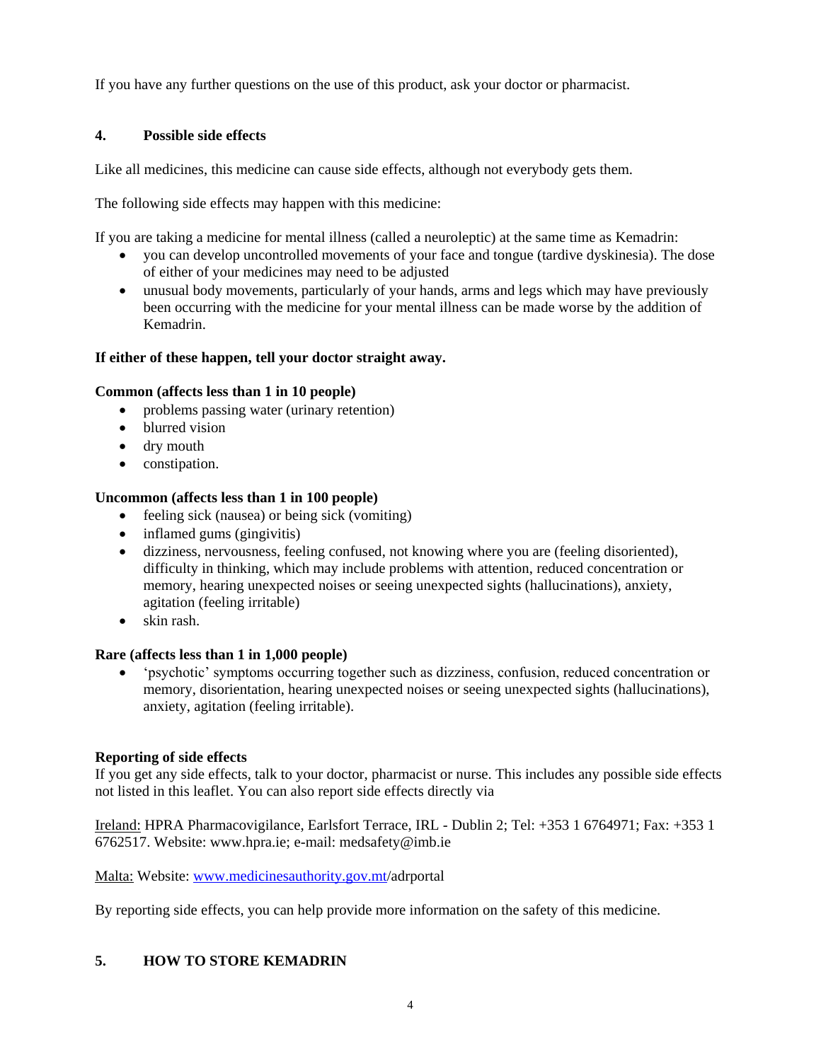If you have any further questions on the use of this product, ask your doctor or pharmacist.

## 4. Possible side effects

Like all medicines, this medicine can cause side effects, although not everybody gets them.

The following side effects may happen with this medicine:

If you are taking a medicine for mental illness (called a neuroleptic) at the same time as Kemadrin:

- you can develop uncontrolled movements of your face and tongue (tardive dyskinesia). The dose of either of your medicines may need to be adjusted
- unusual body movements, particularly of your hands, arms and legs which may have previously been occurring with the medicine for your mental illness can be made worse by the addition of Kemadrin.

**If either of these happen, tell your doctor straight away.**

**Common (affects less than 1 in 10 people)**

- problems passing water (urinary retention)
- blurred vision
- dry mouth
- constipation.

**Uncommon (affects less than 1 in 100 people)**

- feeling sick (nausea) or being sick (vomiting)
- inflamed gums (gingivitis)
- dizziness, nervousness, feeling confused, not knowing where you are (feeling disoriented), difficulty in thinking, which may include problems with attention, reduced concentration or memory, hearing unexpected noises or seeing unexpected sights (hallucinations), anxiety, agitation (feeling irritable)
- skin rash.

**Rare (affects less than 1 in 1,000 people)**

- 'psychotic' symptoms occurring together such as dizziness, confusion, reduced concentration or memory, disorientation, hearing unexpected noises or seeing unexpected sights (hallucinations), anxiety, agitation (feeling irritable).

**Reporting of side effects**

If you get any side effects, talk to your doctor, pharmacist or nurse. This includes any possible side effects not listed in this leaflet. You can also report side effects directly via

Ireland: HPRA Pharmacovigilance, Earlsfort Terrace, IRL - Dublin 2; Tel: +353 1 6764971; Fax: +353 1 6762517. Website: www.hpra.ie; e-mail: medsafety@imb.ie

Malta: Website: www.medicinesauthority.gov.mt/adrportal

By reporting side effects, you can help provide more information on the safety of this medicine.

## 5. HOW TO STORE KEMADRIN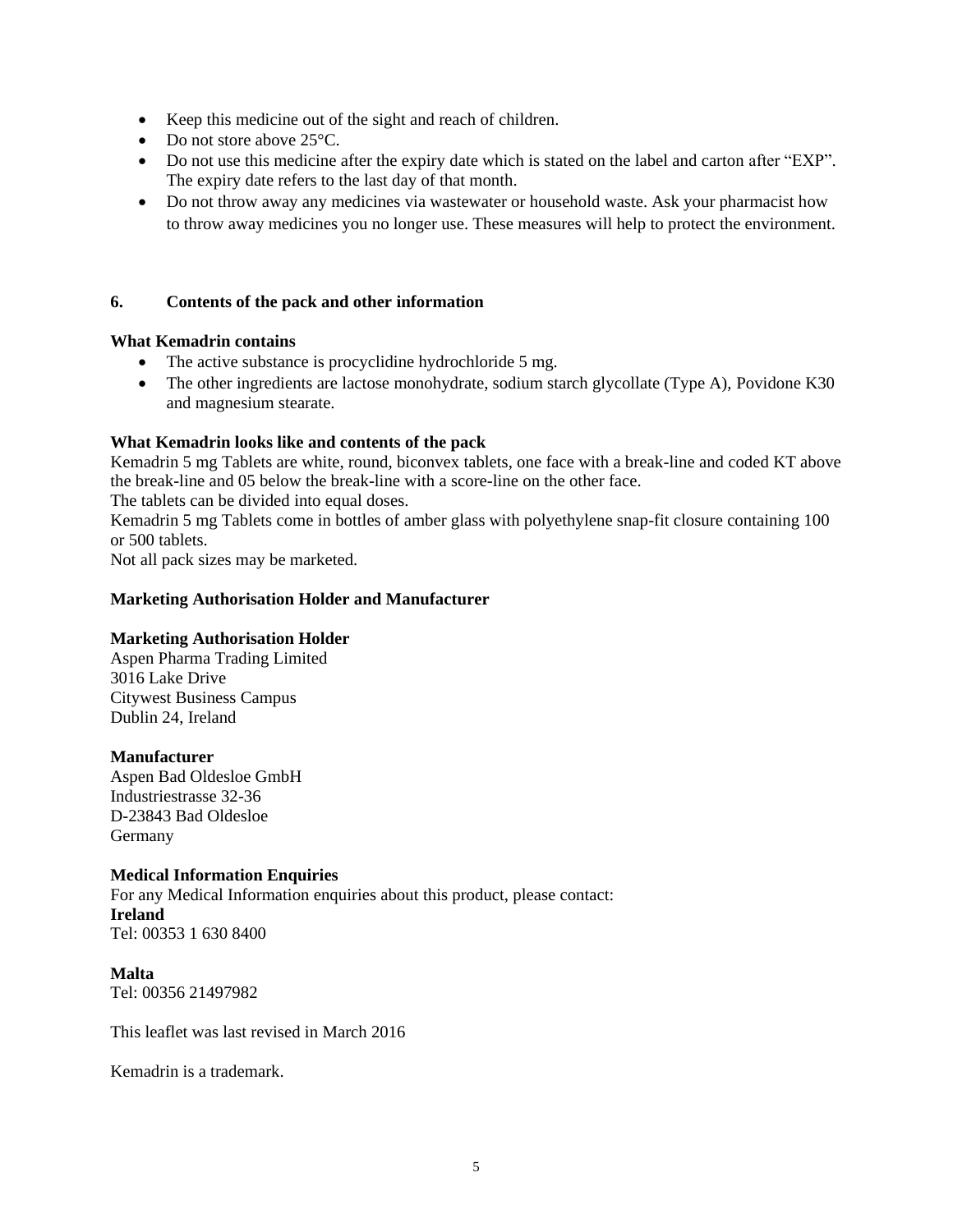- Keep this medicine out of the sight and reach of children.
- Do not store above 25°C.
- Do not use this medicine after the expiry date which is stated on the label and carton after "EXP". The expiry date refers to the last day of that month.
- Do not throw away any medicines via wastewater or household waste. Ask your pharmacist how to throw away medicines you no longer use. These measures will help to protect the environment.

## 6. Contents of the pack and other information

**What Kemadrin contains**

- The active substance is procyclidine hydrochloride 5 mg.
- The other ingredients are lactose monohydrate, sodium starch glycollate (Type A), Povidone K30 and magnesium stearate.

**What Kemadrin looks like and contents of the pack**

Kemadrin 5 mg Tablets are white, round, biconvex tablets, one face with a break-line and coded KT above the break-line and 05 below the break-line with a score-line on the other face.
The tablets can be divided into equal doses.
Kemadrin 5 mg Tablets come in bottles of amber glass with polyethylene snap-fit closure containing 100 or 500 tablets.
Not all pack sizes may be marketed.

**Marketing Authorisation Holder and Manufacturer**

**Marketing Authorisation Holder**
Aspen Pharma Trading Limited
3016 Lake Drive
Citywest Business Campus
Dublin 24, Ireland

**Manufacturer**
Aspen Bad Oldesloe GmbH
Industriestrasse 32-36
D-23843 Bad Oldesloe
Germany

**Medical Information Enquiries**
For any Medical Information enquiries about this product, please contact:
**Ireland**
Tel: 00353 1 630 8400

**Malta**
Tel: 00356 21497982

This leaflet was last revised in March 2016

Kemadrin is a trademark.